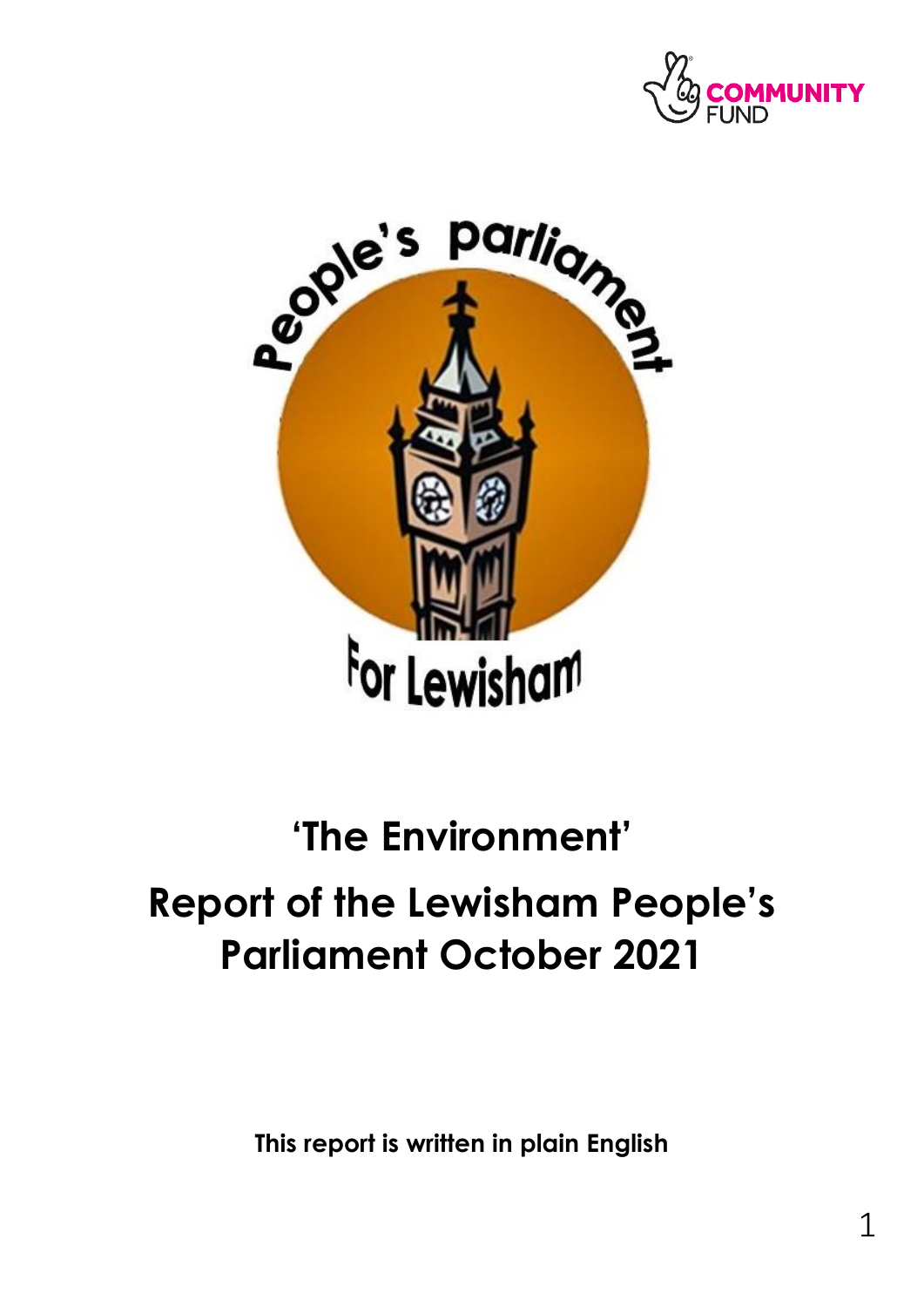# 'The Environment'

# Report of the Lewisham People's Parliament October 2021

**This report is written in plain English**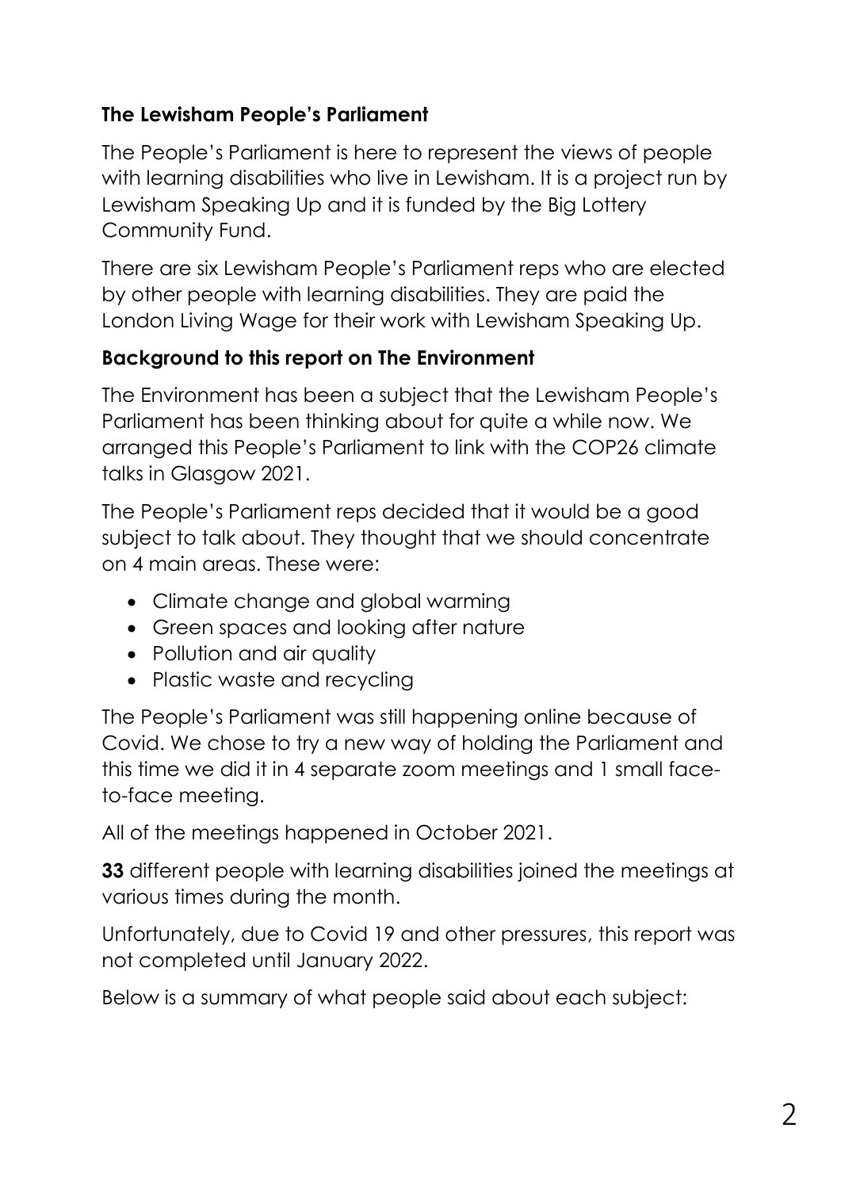## The Lewisham People's Parliament

The People's Parliament is here to represent the views of people with learning disabilities who live in Lewisham. It is a project run by Lewisham Speaking Up and it is funded by the Big Lottery Community Fund.

There are six Lewisham People's Parliament reps who are elected by other people with learning disabilities. They are paid the London Living Wage for their work with Lewisham Speaking Up.

## Background to this report on The Environment

The Environment has been a subject that the Lewisham People's Parliament has been thinking about for quite a while now. We arranged this People's Parliament to link with the COP26 climate talks in Glasgow 2021.

The People's Parliament reps decided that it would be a good subject to talk about. They thought that we should concentrate on 4 main areas. These were:

- Climate change and global warming
- Green spaces and looking after nature
- Pollution and air quality
- Plastic waste and recycling

The People's Parliament was still happening online because of Covid. We chose to try a new way of holding the Parliament and this time we did it in 4 separate zoom meetings and 1 small face-to-face meeting.

All of the meetings happened in October 2021.

**33** different people with learning disabilities joined the meetings at various times during the month.

Unfortunately, due to Covid 19 and other pressures, this report was not completed until January 2022.

Below is a summary of what people said about each subject: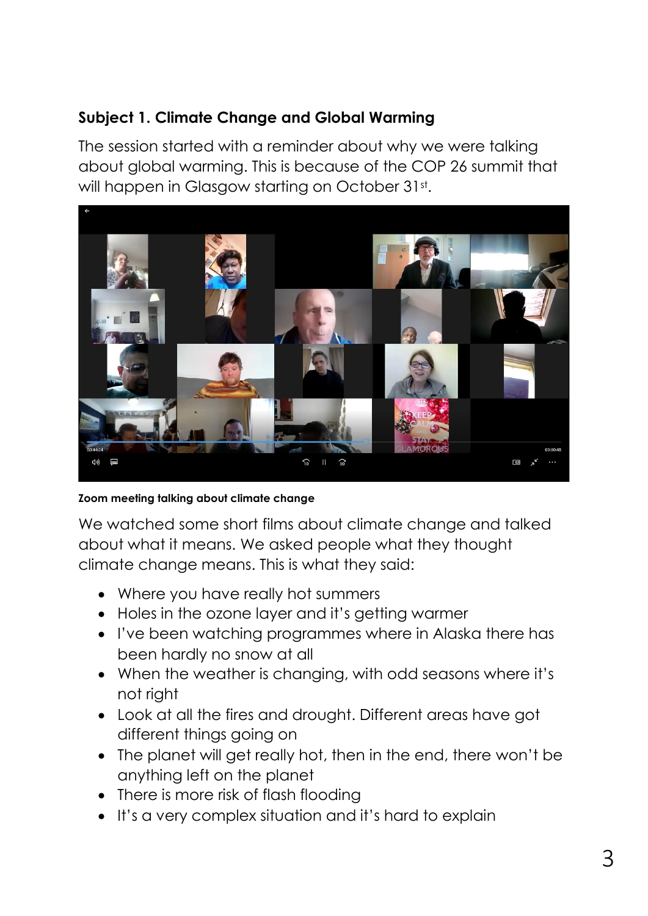## Subject 1. Climate Change and Global Warming

The session started with a reminder about why we were talking about global warming. This is because of the COP 26 summit that will happen in Glasgow starting on October 31st.

**Zoom meeting talking about climate change**

We watched some short films about climate change and talked about what it means. We asked people what they thought climate change means. This is what they said:

- Where you have really hot summers
- Holes in the ozone layer and it's getting warmer
- I've been watching programmes where in Alaska there has been hardly no snow at all
- When the weather is changing, with odd seasons where it's not right
- Look at all the fires and drought. Different areas have got different things going on
- The planet will get really hot, then in the end, there won't be anything left on the planet
- There is more risk of flash flooding
- It's a very complex situation and it's hard to explain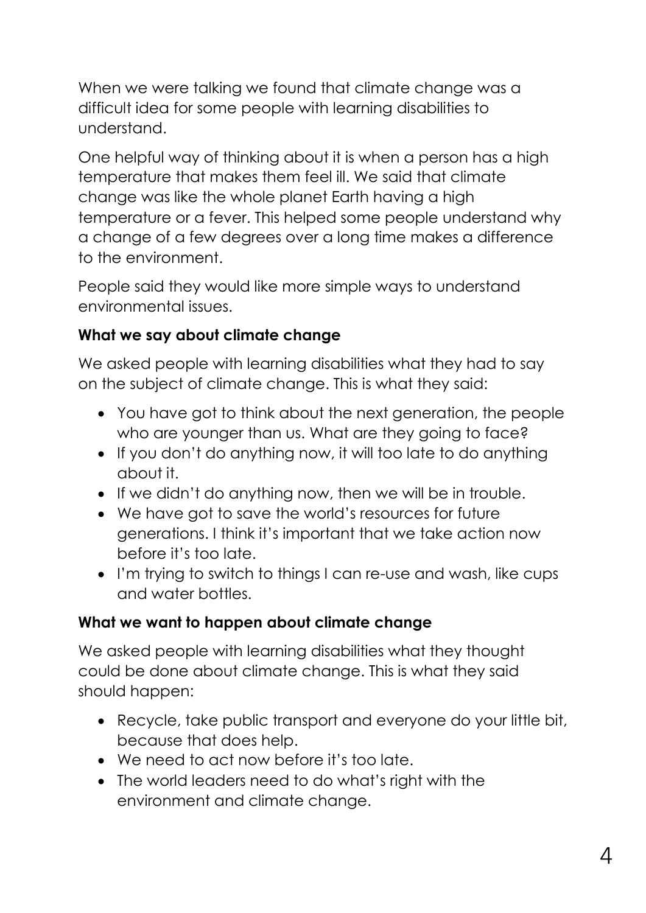When we were talking we found that climate change was a difficult idea for some people with learning disabilities to understand.

One helpful way of thinking about it is when a person has a high temperature that makes them feel ill. We said that climate change was like the whole planet Earth having a high temperature or a fever. This helped some people understand why a change of a few degrees over a long time makes a difference to the environment.

People said they would like more simple ways to understand environmental issues.

**What we say about climate change**

We asked people with learning disabilities what they had to say on the subject of climate change. This is what they said:

- You have got to think about the next generation, the people who are younger than us. What are they going to face?
- If you don't do anything now, it will too late to do anything about it.
- If we didn't do anything now, then we will be in trouble.
- We have got to save the world's resources for future generations. I think it's important that we take action now before it's too late.
- I'm trying to switch to things I can re-use and wash, like cups and water bottles.

**What we want to happen about climate change**

We asked people with learning disabilities what they thought could be done about climate change. This is what they said should happen:

- Recycle, take public transport and everyone do your little bit, because that does help.
- We need to act now before it's too late.
- The world leaders need to do what's right with the environment and climate change.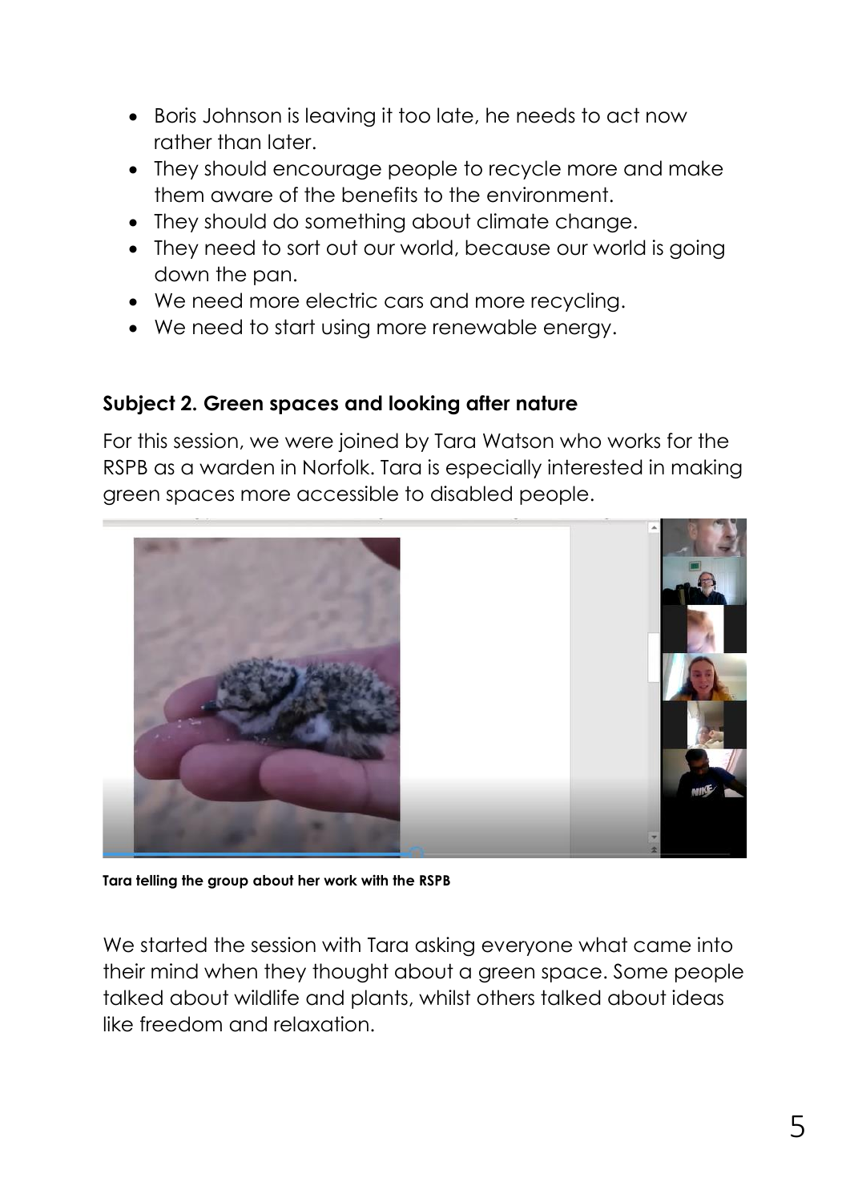- Boris Johnson is leaving it too late, he needs to act now rather than later.
- They should encourage people to recycle more and make them aware of the benefits to the environment.
- They should do something about climate change.
- They need to sort out our world, because our world is going down the pan.
- We need more electric cars and more recycling.
- We need to start using more renewable energy.

**Subject 2. Green spaces and looking after nature**

For this session, we were joined by Tara Watson who works for the RSPB as a warden in Norfolk. Tara is especially interested in making green spaces more accessible to disabled people.

**Tara telling the group about her work with the RSPB**

We started the session with Tara asking everyone what came into their mind when they thought about a green space. Some people talked about wildlife and plants, whilst others talked about ideas like freedom and relaxation.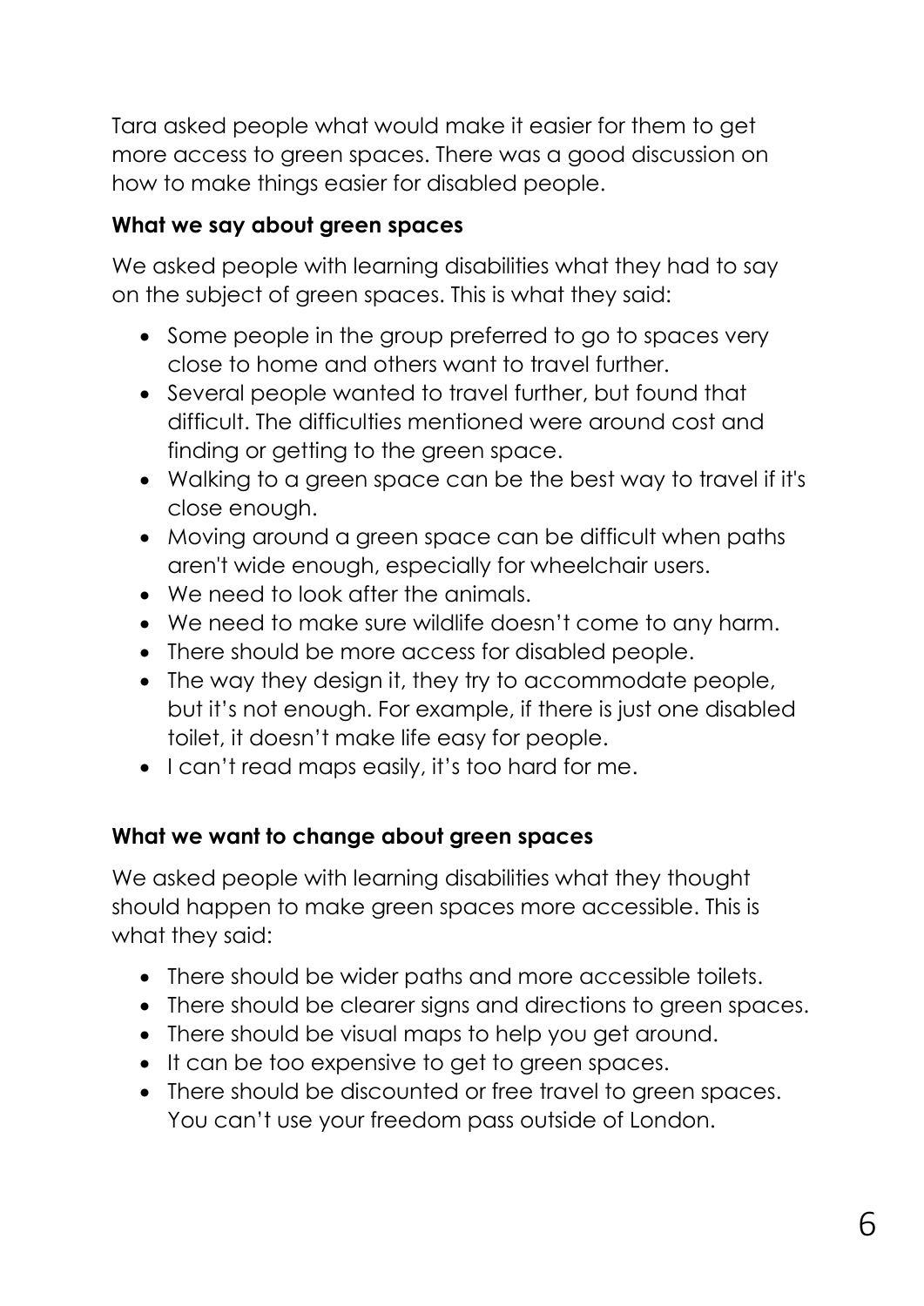Tara asked people what would make it easier for them to get more access to green spaces. There was a good discussion on how to make things easier for disabled people.

**What we say about green spaces**

We asked people with learning disabilities what they had to say on the subject of green spaces. This is what they said:

- Some people in the group preferred to go to spaces very close to home and others want to travel further.
- Several people wanted to travel further, but found that difficult. The difficulties mentioned were around cost and finding or getting to the green space.
- Walking to a green space can be the best way to travel if it's close enough.
- Moving around a green space can be difficult when paths aren't wide enough, especially for wheelchair users.
- We need to look after the animals.
- We need to make sure wildlife doesn't come to any harm.
- There should be more access for disabled people.
- The way they design it, they try to accommodate people, but it's not enough. For example, if there is just one disabled toilet, it doesn't make life easy for people.
- I can't read maps easily, it's too hard for me.

**What we want to change about green spaces**

We asked people with learning disabilities what they thought should happen to make green spaces more accessible. This is what they said:

- There should be wider paths and more accessible toilets.
- There should be clearer signs and directions to green spaces.
- There should be visual maps to help you get around.
- It can be too expensive to get to green spaces.
- There should be discounted or free travel to green spaces. You can't use your freedom pass outside of London.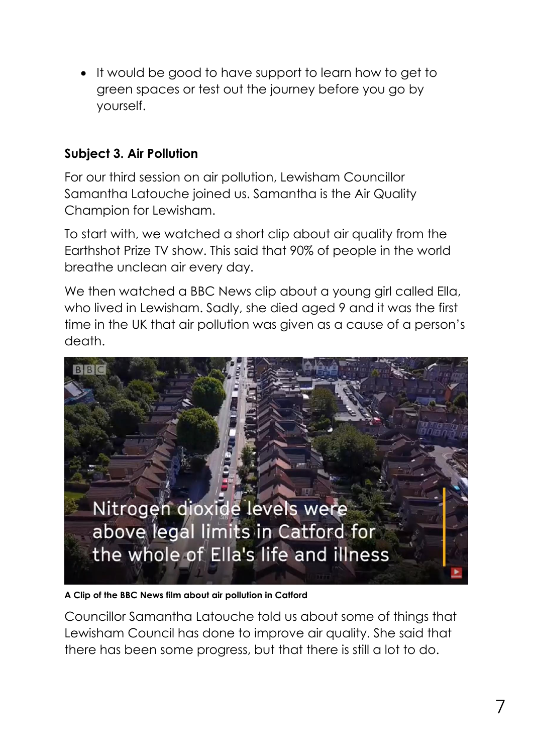- It would be good to have support to learn how to get to green spaces or test out the journey before you go by yourself.

### Subject 3. Air Pollution

For our third session on air pollution, Lewisham Councillor Samantha Latouche joined us. Samantha is the Air Quality Champion for Lewisham.

To start with, we watched a short clip about air quality from the Earthshot Prize TV show. This said that 90% of people in the world breathe unclean air every day.

We then watched a BBC News clip about a young girl called Ella, who lived in Lewisham. Sadly, she died aged 9 and it was the first time in the UK that air pollution was given as a cause of a person's death.

**A Clip of the BBC News film about air pollution in Catford**

Councillor Samantha Latouche told us about some of things that Lewisham Council has done to improve air quality. She said that there has been some progress, but that there is still a lot to do.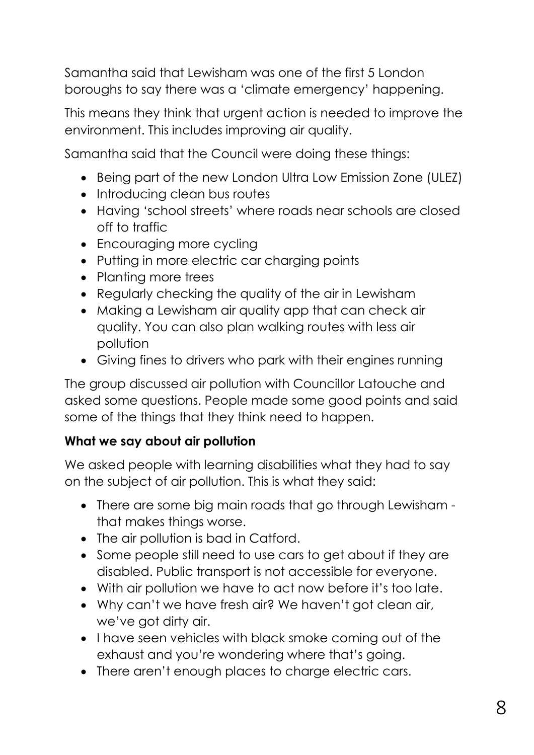Samantha said that Lewisham was one of the first 5 London boroughs to say there was a 'climate emergency' happening.

This means they think that urgent action is needed to improve the environment. This includes improving air quality.

Samantha said that the Council were doing these things:

- Being part of the new London Ultra Low Emission Zone (ULEZ)
- Introducing clean bus routes
- Having 'school streets' where roads near schools are closed off to traffic
- Encouraging more cycling
- Putting in more electric car charging points
- Planting more trees
- Regularly checking the quality of the air in Lewisham
- Making a Lewisham air quality app that can check air quality. You can also plan walking routes with less air pollution
- Giving fines to drivers who park with their engines running

The group discussed air pollution with Councillor Latouche and asked some questions. People made some good points and said some of the things that they think need to happen.

**What we say about air pollution**

We asked people with learning disabilities what they had to say on the subject of air pollution. This is what they said:

- There are some big main roads that go through Lewisham - that makes things worse.
- The air pollution is bad in Catford.
- Some people still need to use cars to get about if they are disabled. Public transport is not accessible for everyone.
- With air pollution we have to act now before it's too late.
- Why can't we have fresh air? We haven't got clean air, we've got dirty air.
- I have seen vehicles with black smoke coming out of the exhaust and you're wondering where that's going.
- There aren't enough places to charge electric cars.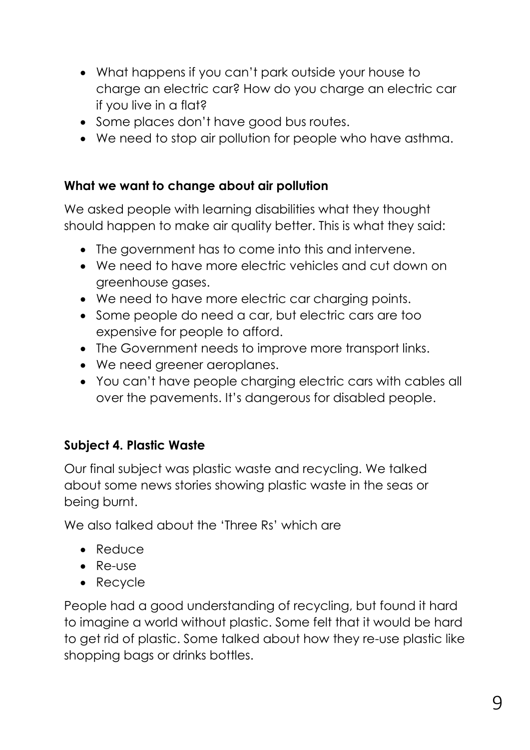- What happens if you can't park outside your house to charge an electric car? How do you charge an electric car if you live in a flat?
- Some places don't have good bus routes.
- We need to stop air pollution for people who have asthma.

**What we want to change about air pollution**

We asked people with learning disabilities what they thought should happen to make air quality better. This is what they said:

- The government has to come into this and intervene.
- We need to have more electric vehicles and cut down on greenhouse gases.
- We need to have more electric car charging points.
- Some people do need a car, but electric cars are too expensive for people to afford.
- The Government needs to improve more transport links.
- We need greener aeroplanes.
- You can't have people charging electric cars with cables all over the pavements. It's dangerous for disabled people.

**Subject 4. Plastic Waste**

Our final subject was plastic waste and recycling. We talked about some news stories showing plastic waste in the seas or being burnt.

We also talked about the 'Three Rs' which are

- Reduce
- Re-use
- Recycle

People had a good understanding of recycling, but found it hard to imagine a world without plastic. Some felt that it would be hard to get rid of plastic. Some talked about how they re-use plastic like shopping bags or drinks bottles.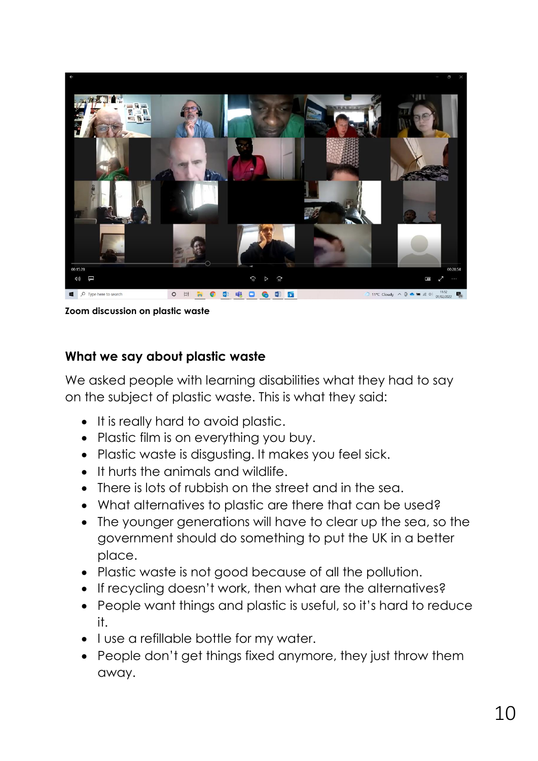**Zoom discussion on plastic waste**

### What we say about plastic waste

We asked people with learning disabilities what they had to say on the subject of plastic waste. This is what they said:

- It is really hard to avoid plastic.
- Plastic film is on everything you buy.
- Plastic waste is disgusting. It makes you feel sick.
- It hurts the animals and wildlife.
- There is lots of rubbish on the street and in the sea.
- What alternatives to plastic are there that can be used?
- The younger generations will have to clear up the sea, so the government should do something to put the UK in a better place.
- Plastic waste is not good because of all the pollution.
- If recycling doesn't work, then what are the alternatives?
- People want things and plastic is useful, so it's hard to reduce it.
- I use a refillable bottle for my water.
- People don't get things fixed anymore, they just throw them away.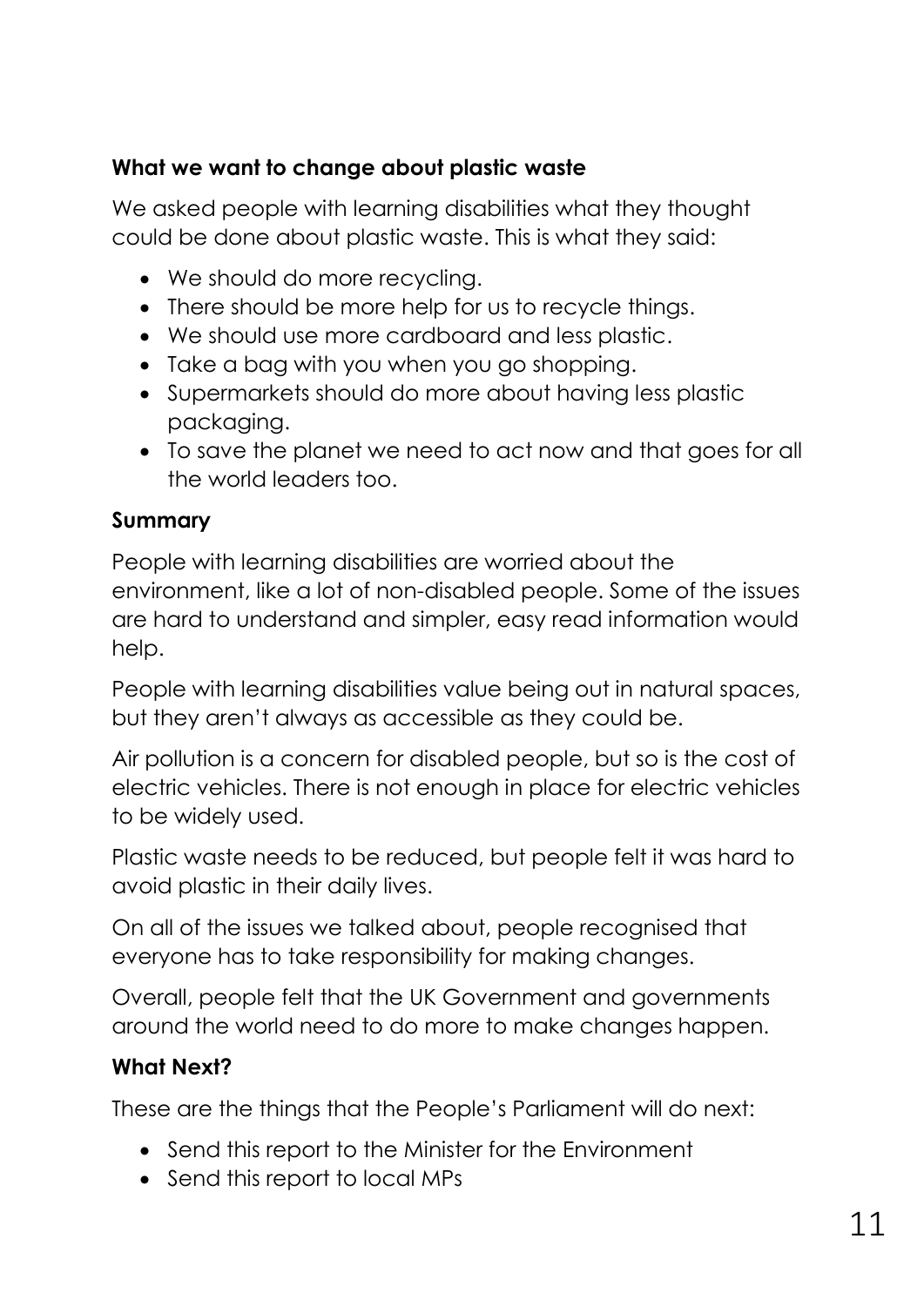**What we want to change about plastic waste**

We asked people with learning disabilities what they thought could be done about plastic waste. This is what they said:

- We should do more recycling.
- There should be more help for us to recycle things.
- We should use more cardboard and less plastic.
- Take a bag with you when you go shopping.
- Supermarkets should do more about having less plastic packaging.
- To save the planet we need to act now and that goes for all the world leaders too.

**Summary**

People with learning disabilities are worried about the environment, like a lot of non-disabled people. Some of the issues are hard to understand and simpler, easy read information would help.

People with learning disabilities value being out in natural spaces, but they aren't always as accessible as they could be.

Air pollution is a concern for disabled people, but so is the cost of electric vehicles. There is not enough in place for electric vehicles to be widely used.

Plastic waste needs to be reduced, but people felt it was hard to avoid plastic in their daily lives.

On all of the issues we talked about, people recognised that everyone has to take responsibility for making changes.

Overall, people felt that the UK Government and governments around the world need to do more to make changes happen.

**What Next?**

These are the things that the People's Parliament will do next:

- Send this report to the Minister for the Environment
- Send this report to local MPs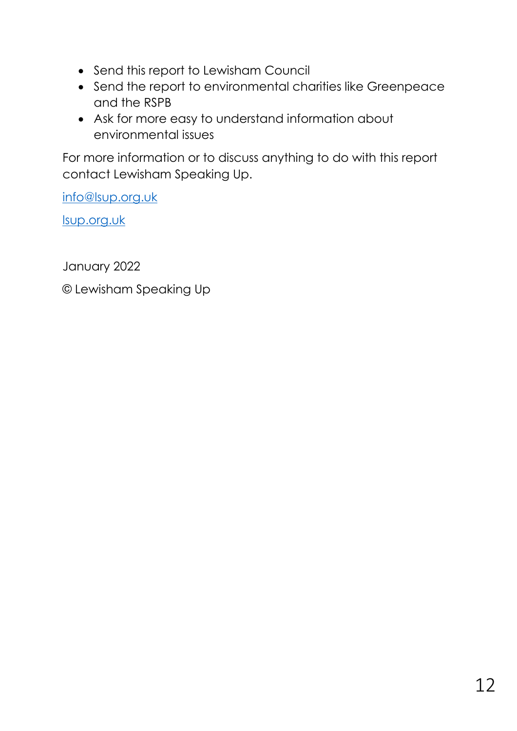- Send this report to Lewisham Council
- Send the report to environmental charities like Greenpeace and the RSPB
- Ask for more easy to understand information about environmental issues

For more information or to discuss anything to do with this report contact Lewisham Speaking Up.

info@lsup.org.uk

lsup.org.uk

January 2022

© Lewisham Speaking Up